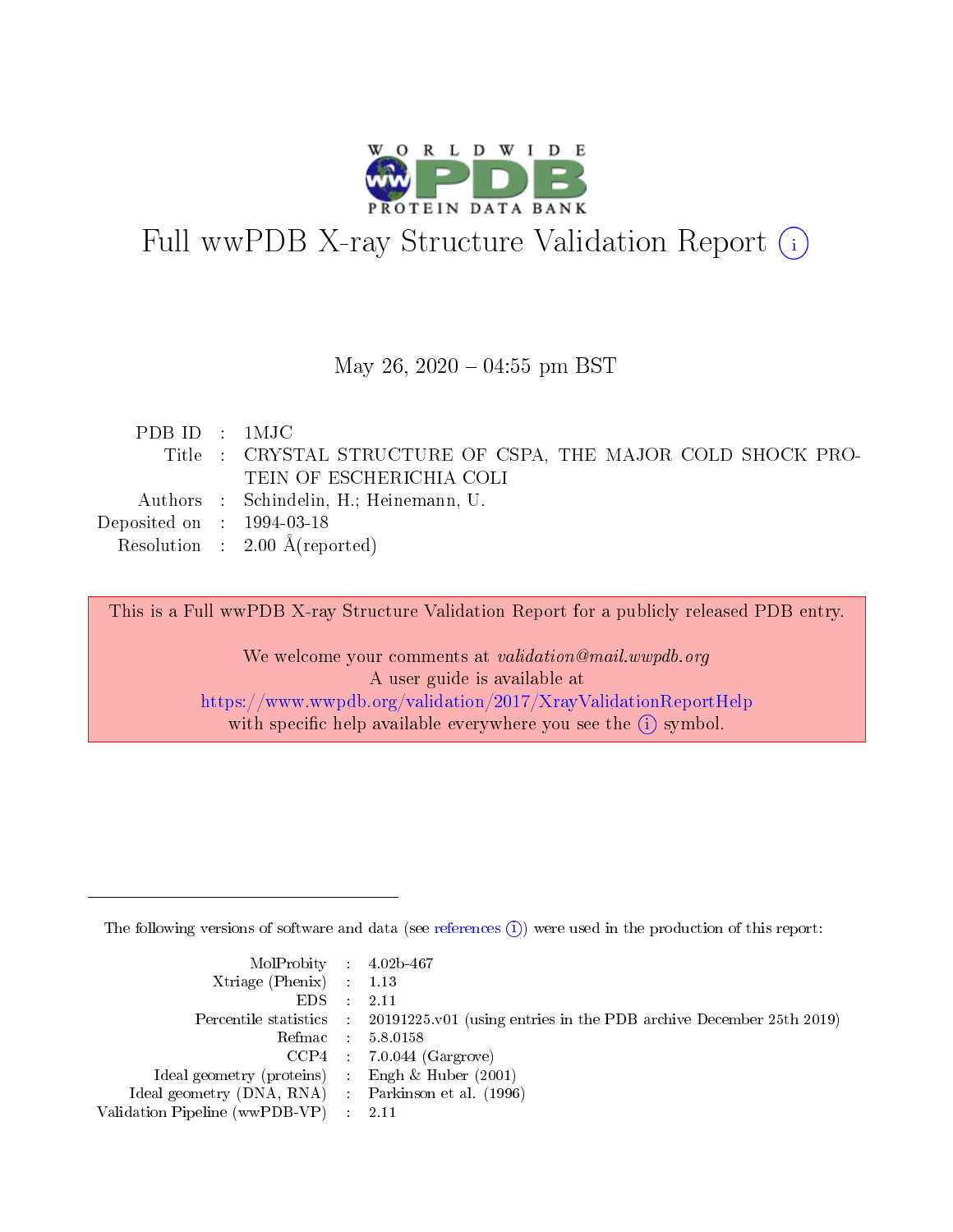# Full wwPDB X-ray Structure Validation Report (i)

May 26, 2020 – 04:55 pm BST

| | | |
|---|---|---|
| PDB ID | : | 1MJC |
| Title | : | CRYSTAL STRUCTURE OF CSPA, THE MAJOR COLD SHOCK PROTEIN OF ESCHERICHIA COLI |
| Authors | : | Schindelin, H.; Heinemann, U. |
| Deposited on | : | 1994-03-18 |
| Resolution | : | 2.00 Å(reported) |

This is a Full wwPDB X-ray Structure Validation Report for a publicly released PDB entry.

We welcome your comments at *validation@mail.wwpdb.org*
A user guide is available at
https://www.wwpdb.org/validation/2017/XrayValidationReportHelp
with specific help available everywhere you see the (i) symbol.

The following versions of software and data (see references (i)) were used in the production of this report:

| | | |
|---|---|---|
| MolProbity | : | 4.02b-467 |
| Xtriage (Phenix) | : | 1.13 |
| EDS | : | 2.11 |
| Percentile statistics | : | 20191225.v01 (using entries in the PDB archive December 25th 2019) |
| Refmac | : | 5.8.0158 |
| CCP4 | : | 7.0.044 (Gargrove) |
| Ideal geometry (proteins) | : | Engh & Huber (2001) |
| Ideal geometry (DNA, RNA) | : | Parkinson et al. (1996) |
| Validation Pipeline (wwPDB-VP) | : | 2.11 |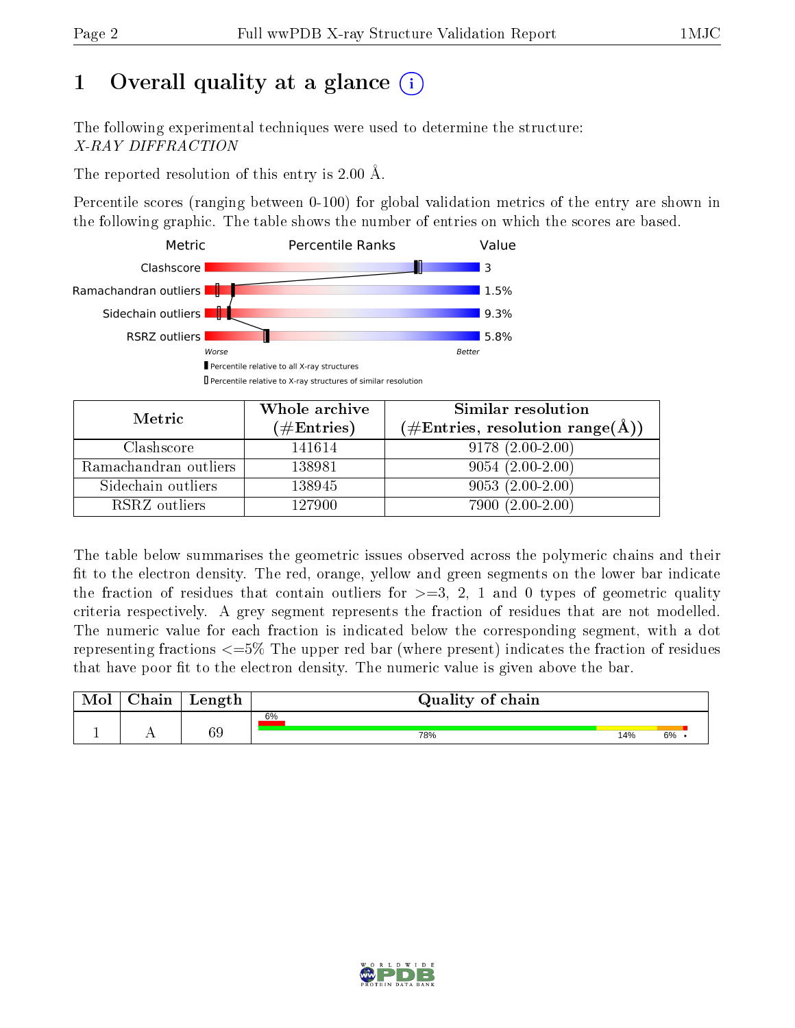# 1 Overall quality at a glance

The following experimental techniques were used to determine the structure:
*X-RAY DIFFRACTION*

The reported resolution of this entry is 2.00 Å.

Percentile scores (ranging between 0-100) for global validation metrics of the entry are shown in the following graphic. The table shows the number of entries on which the scores are based.

| Metric | Value |
|---|---|
| Clashscore | 3 |
| Ramachandran outliers | 1.5% |
| Sidechain outliers | 9.3% |
| RSRZ outliers | 5.8% |

Worse — Better

▮ Percentile relative to all X-ray structures
▯ Percentile relative to X-ray structures of similar resolution

| Metric | Whole archive (#Entries) | Similar resolution (#Entries, resolution range(Å)) |
|---|---|---|
| Clashscore | 141614 | 9178 (2.00-2.00) |
| Ramachandran outliers | 138981 | 9054 (2.00-2.00) |
| Sidechain outliers | 138945 | 9053 (2.00-2.00) |
| RSRZ outliers | 127900 | 7900 (2.00-2.00) |

The table below summarises the geometric issues observed across the polymeric chains and their fit to the electron density. The red, orange, yellow and green segments on the lower bar indicate the fraction of residues that contain outliers for >=3, 2, 1 and 0 types of geometric quality criteria respectively. A grey segment represents the fraction of residues that are not modelled. The numeric value for each fraction is indicated below the corresponding segment, with a dot representing fractions <=5% The upper red bar (where present) indicates the fraction of residues that have poor fit to the electron density. The numeric value is given above the bar.

| Mol | Chain | Length | Quality of chain |
|---|---|---|---|
| 1 | A | 69 | 6% (poor fit); 78% / 14% / 6% / • |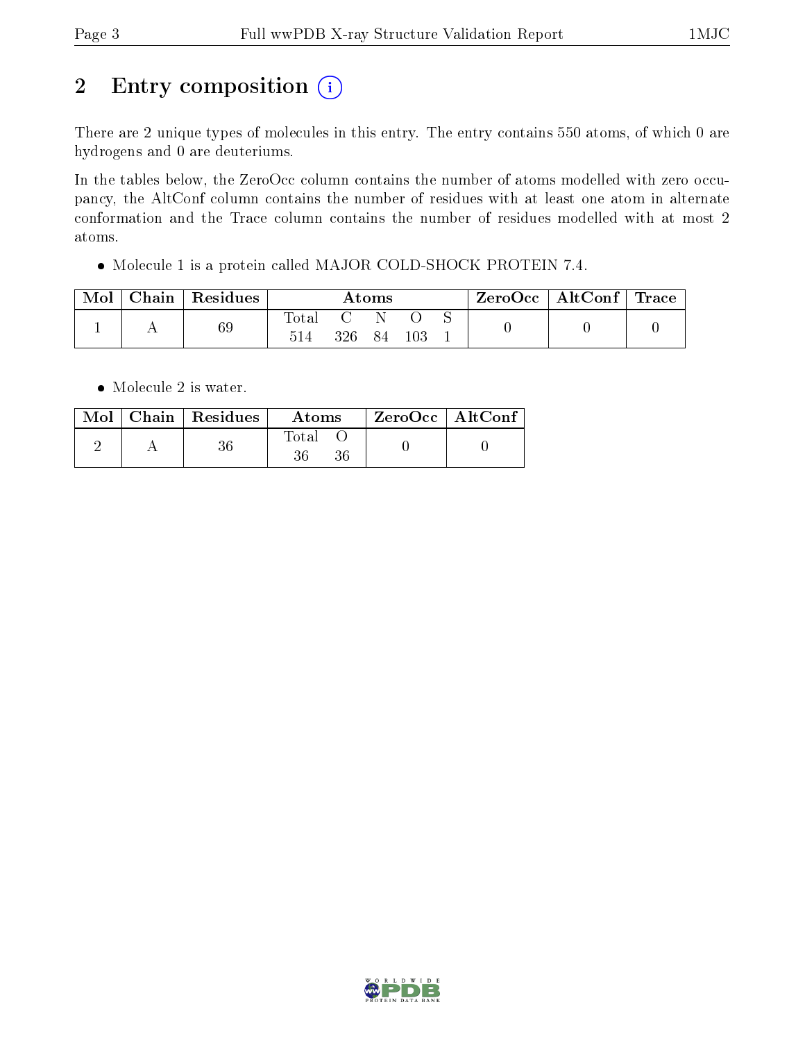# 2 Entry composition

There are 2 unique types of molecules in this entry. The entry contains 550 atoms, of which 0 are hydrogens and 0 are deuteriums.

In the tables below, the ZeroOcc column contains the number of atoms modelled with zero occupancy, the AltConf column contains the number of residues with at least one atom in alternate conformation and the Trace column contains the number of residues modelled with at most 2 atoms.

- Molecule 1 is a protein called MAJOR COLD-SHOCK PROTEIN 7.4.

| Mol | Chain | Residues | Atoms | | | | | ZeroOcc | AltConf | Trace |
|---|---|---|---|---|---|---|---|---|---|---|
| | | | Total | C | N | O | S | | | |
| 1 | A | 69 | 514 | 326 | 84 | 103 | 1 | 0 | 0 | 0 |

- Molecule 2 is water.

| Mol | Chain | Residues | Atoms | | ZeroOcc | AltConf |
|---|---|---|---|---|---|---|
| | | | Total | O | | |
| 2 | A | 36 | 36 | 36 | 0 | 0 |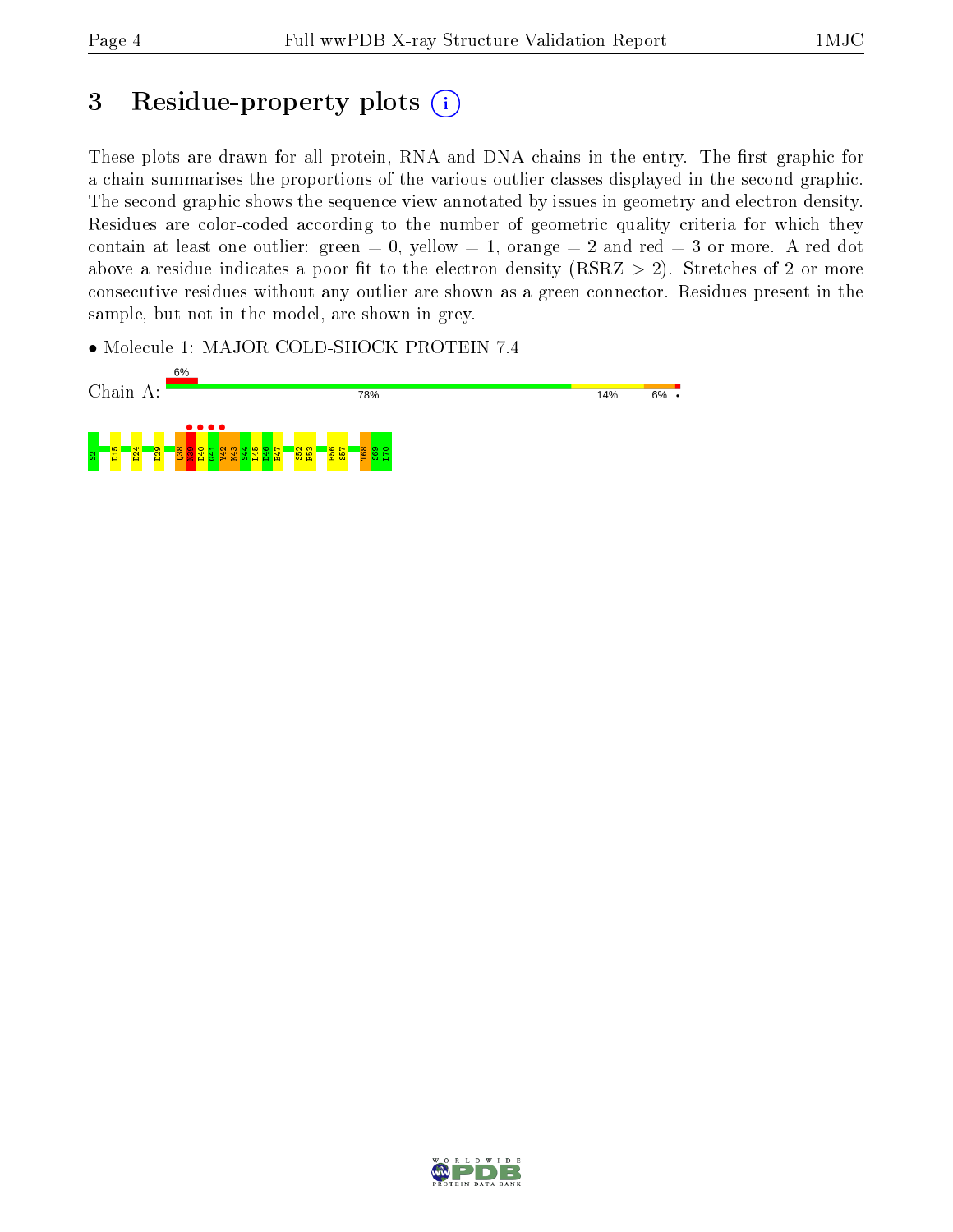# 3 Residue-property plots (i)

These plots are drawn for all protein, RNA and DNA chains in the entry. The first graphic for a chain summarises the proportions of the various outlier classes displayed in the second graphic. The second graphic shows the sequence view annotated by issues in geometry and electron density. Residues are color-coded according to the number of geometric quality criteria for which they contain at least one outlier: green = 0, yellow = 1, orange = 2 and red = 3 or more. A red dot above a residue indicates a poor fit to the electron density (RSRZ > 2). Stretches of 2 or more consecutive residues without any outlier are shown as a green connector. Residues present in the sample, but not in the model, are shown in grey.

- Molecule 1: MAJOR COLD-SHOCK PROTEIN 7.4

Chain A: 6% | 78% | 14% | 6% | •

S2 D15 D24 D29 Q38 N39 D40 G41 Y42 K43 S44 L45 D46 E47 S52 F53 E56 S57 T68 S69 L70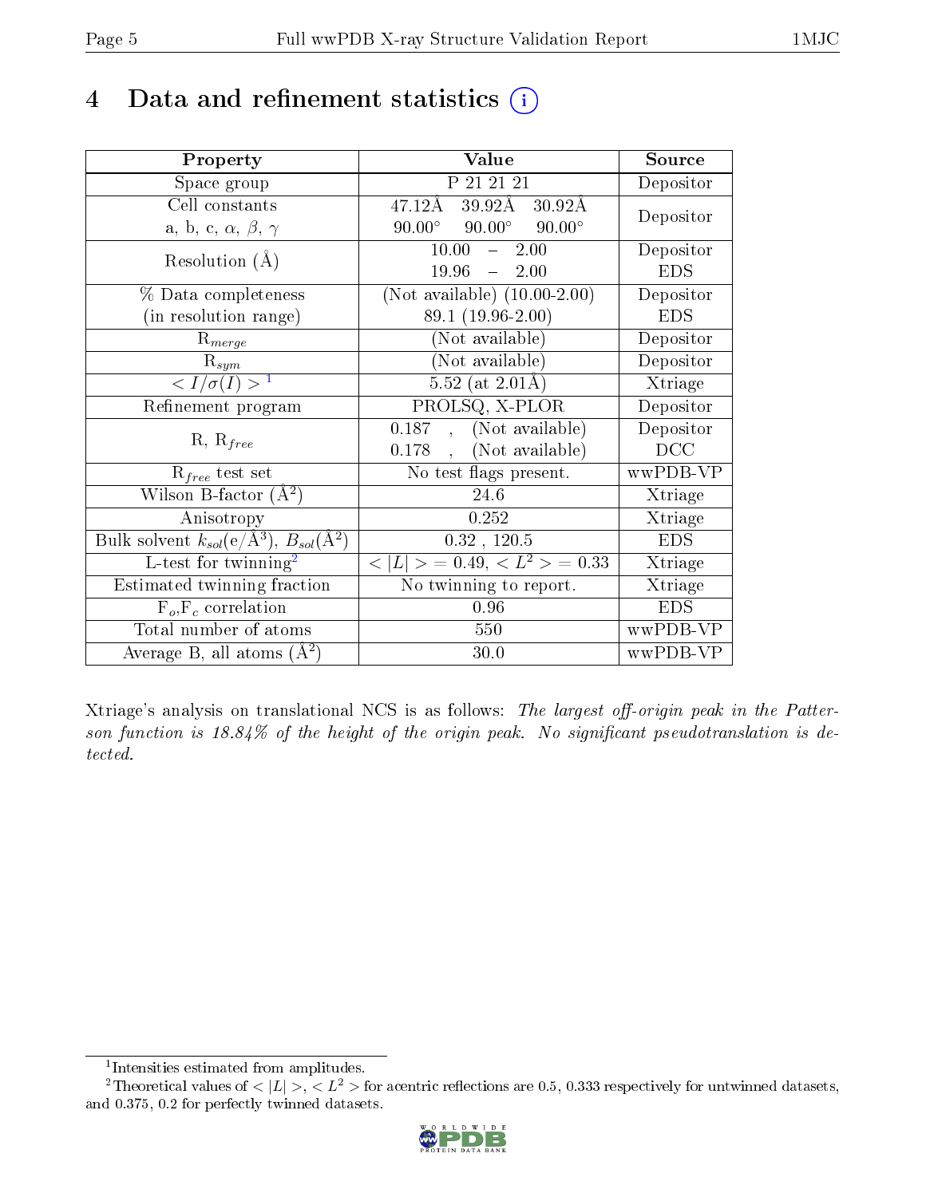# 4 Data and refinement statistics (i)

| Property | Value | Source |
|---|---|---|
| Space group | P 21 21 21 | Depositor |
| Cell constants<br>a, b, c, $\alpha$, $\beta$, $\gamma$ | 47.12Å 39.92Å 30.92Å<br>90.00° 90.00° 90.00° | Depositor |
| Resolution (Å) | 10.00 – 2.00<br>19.96 – 2.00 | Depositor<br>EDS |
| % Data completeness<br>(in resolution range) | (Not available) (10.00-2.00)<br>89.1 (19.96-2.00) | Depositor<br>EDS |
| $R_{merge}$ | (Not available) | Depositor |
| $R_{sym}$ | (Not available) | Depositor |
| $< I/\sigma(I) >$ [1] | 5.52 (at 2.01Å) | Xtriage |
| Refinement program | PROLSQ, X-PLOR | Depositor |
| R, $R_{free}$ | 0.187 , (Not available)<br>0.178 , (Not available) | Depositor<br>DCC |
| $R_{free}$ test set | No test flags present. | wwPDB-VP |
| Wilson B-factor (Å$^2$) | 24.6 | Xtriage |
| Anisotropy | 0.252 | Xtriage |
| Bulk solvent $k_{sol}$(e/Å$^3$), $B_{sol}$(Å$^2$) | 0.32 , 120.5 | EDS |
| L-test for twinning[2] | $< \|L\| > = 0.49$, $< L^2 > = 0.33$ | Xtriage |
| Estimated twinning fraction | No twinning to report. | Xtriage |
| $F_o$,$F_c$ correlation | 0.96 | EDS |
| Total number of atoms | 550 | wwPDB-VP |
| Average B, all atoms (Å$^2$) | 30.0 | wwPDB-VP |

Xtriage's analysis on translational NCS is as follows: *The largest off-origin peak in the Patterson function is 18.84% of the height of the origin peak. No significant pseudotranslation is detected.*

[1] Intensities estimated from amplitudes.

[2] Theoretical values of $< |L| >$, $< L^2 >$ for acentric reflections are 0.5, 0.333 respectively for untwinned datasets, and 0.375, 0.2 for perfectly twinned datasets.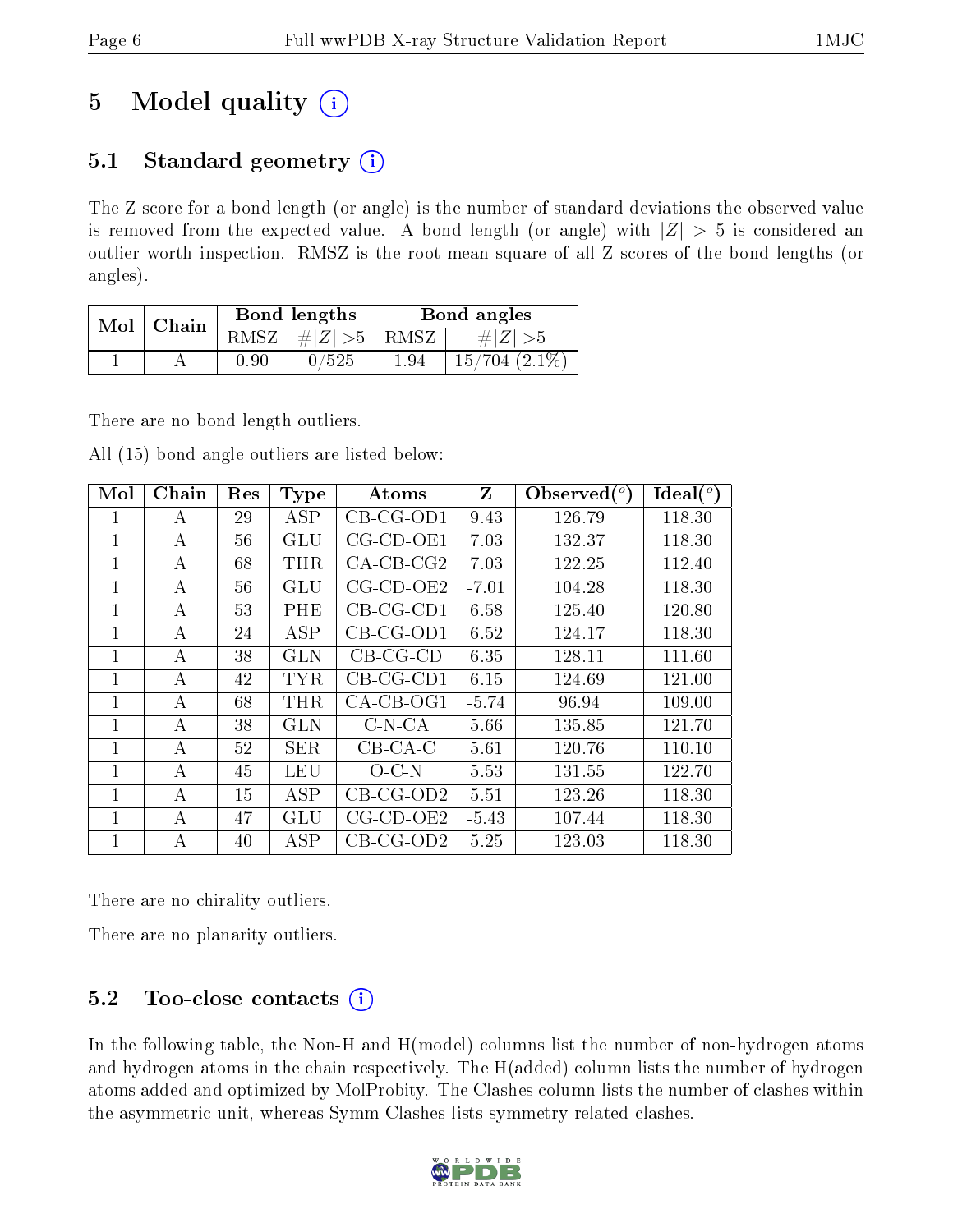# 5 Model quality

## 5.1 Standard geometry

The Z score for a bond length (or angle) is the number of standard deviations the observed value is removed from the expected value. A bond length (or angle) with $|Z| > 5$ is considered an outlier worth inspection. RMSZ is the root-mean-square of all Z scores of the bond lengths (or angles).

| Mol | Chain | Bond lengths | | Bond angles | |
|---|---|---|---|---|---|
| | | RMSZ | #$\|Z\|$ >5 | RMSZ | #$\|Z\|$ >5 |
| 1 | A | 0.90 | 0/525 | 1.94 | 15/704 (2.1%) |

There are no bond length outliers.

All (15) bond angle outliers are listed below:

| Mol | Chain | Res | Type | Atoms | Z | Observed(°) | Ideal(°) |
|---|---|---|---|---|---|---|---|
| 1 | A | 29 | ASP | CB-CG-OD1 | 9.43 | 126.79 | 118.30 |
| 1 | A | 56 | GLU | CG-CD-OE1 | 7.03 | 132.37 | 118.30 |
| 1 | A | 68 | THR | CA-CB-CG2 | 7.03 | 122.25 | 112.40 |
| 1 | A | 56 | GLU | CG-CD-OE2 | -7.01 | 104.28 | 118.30 |
| 1 | A | 53 | PHE | CB-CG-CD1 | 6.58 | 125.40 | 120.80 |
| 1 | A | 24 | ASP | CB-CG-OD1 | 6.52 | 124.17 | 118.30 |
| 1 | A | 38 | GLN | CB-CG-CD | 6.35 | 128.11 | 111.60 |
| 1 | A | 42 | TYR | CB-CG-CD1 | 6.15 | 124.69 | 121.00 |
| 1 | A | 68 | THR | CA-CB-OG1 | -5.74 | 96.94 | 109.00 |
| 1 | A | 38 | GLN | C-N-CA | 5.66 | 135.85 | 121.70 |
| 1 | A | 52 | SER | CB-CA-C | 5.61 | 120.76 | 110.10 |
| 1 | A | 45 | LEU | O-C-N | 5.53 | 131.55 | 122.70 |
| 1 | A | 15 | ASP | CB-CG-OD2 | 5.51 | 123.26 | 118.30 |
| 1 | A | 47 | GLU | CG-CD-OE2 | -5.43 | 107.44 | 118.30 |
| 1 | A | 40 | ASP | CB-CG-OD2 | 5.25 | 123.03 | 118.30 |

There are no chirality outliers.

There are no planarity outliers.

## 5.2 Too-close contacts

In the following table, the Non-H and H(model) columns list the number of non-hydrogen atoms and hydrogen atoms in the chain respectively. The H(added) column lists the number of hydrogen atoms added and optimized by MolProbity. The Clashes column lists the number of clashes within the asymmetric unit, whereas Symm-Clashes lists symmetry related clashes.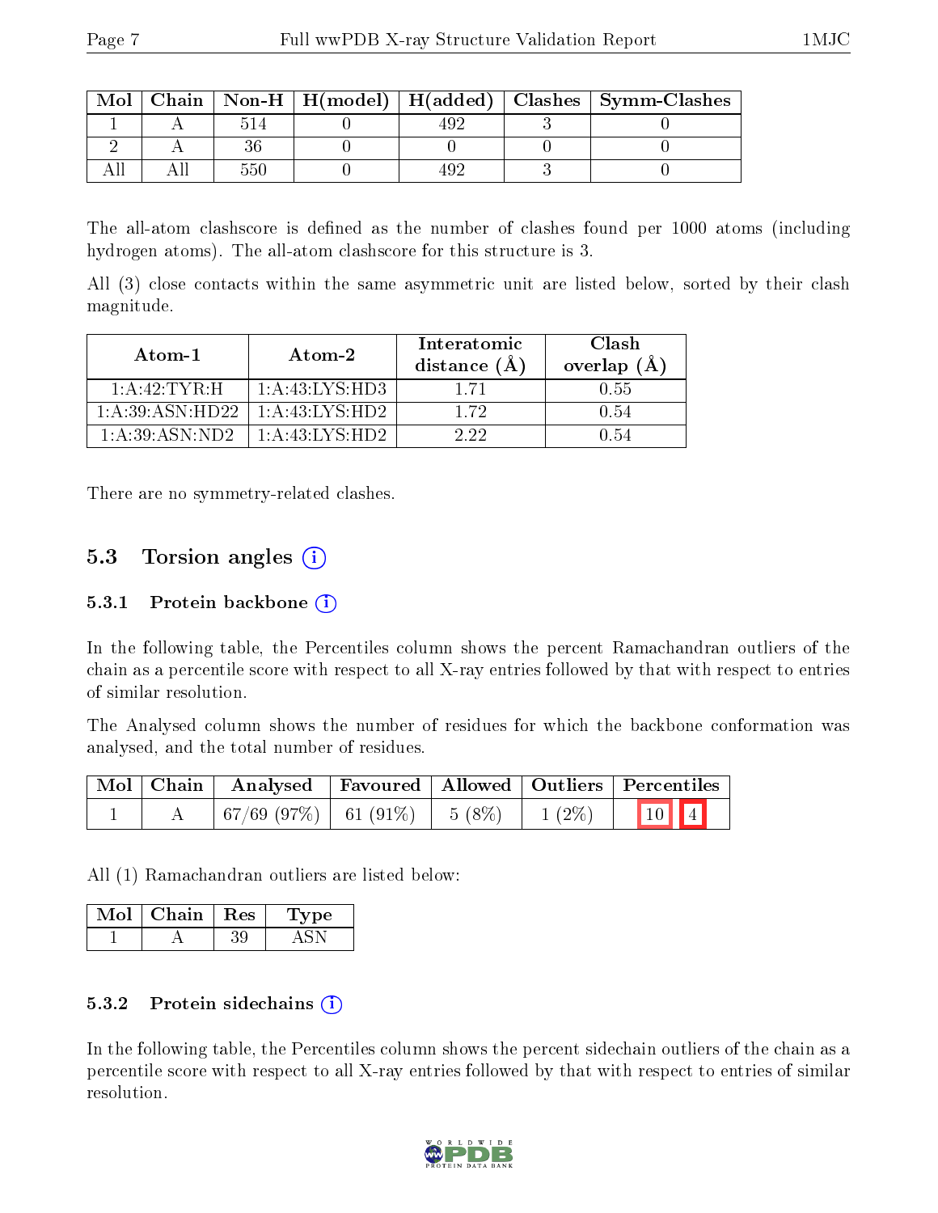| Mol | Chain | Non-H | H(model) | H(added) | Clashes | Symm-Clashes |
| --- | --- | --- | --- | --- | --- | --- |
| 1 | A | 514 | 0 | 492 | 3 | 0 |
| 2 | A | 36 | 0 | 0 | 0 | 0 |
| All | All | 550 | 0 | 492 | 3 | 0 |

The all-atom clashscore is defined as the number of clashes found per 1000 atoms (including hydrogen atoms). The all-atom clashscore for this structure is 3.

All (3) close contacts within the same asymmetric unit are listed below, sorted by their clash magnitude.

| Atom-1 | Atom-2 | Interatomic distance (Å) | Clash overlap (Å) |
| --- | --- | --- | --- |
| 1:A:42:TYR:H | 1:A:43:LYS:HD3 | 1.71 | 0.55 |
| 1:A:39:ASN:HD22 | 1:A:43:LYS:HD2 | 1.72 | 0.54 |
| 1:A:39:ASN:ND2 | 1:A:43:LYS:HD2 | 2.22 | 0.54 |

There are no symmetry-related clashes.

## 5.3 Torsion angles

### 5.3.1 Protein backbone

In the following table, the Percentiles column shows the percent Ramachandran outliers of the chain as a percentile score with respect to all X-ray entries followed by that with respect to entries of similar resolution.

The Analysed column shows the number of residues for which the backbone conformation was analysed, and the total number of residues.

| Mol | Chain | Analysed | Favoured | Allowed | Outliers | Percentiles | |
| --- | --- | --- | --- | --- | --- | --- | --- |
| 1 | A | 67/69 (97%) | 61 (91%) | 5 (8%) | 1 (2%) | 10 | 4 |

All (1) Ramachandran outliers are listed below:

| Mol | Chain | Res | Type |
| --- | --- | --- | --- |
| 1 | A | 39 | ASN |

### 5.3.2 Protein sidechains

In the following table, the Percentiles column shows the percent sidechain outliers of the chain as a percentile score with respect to all X-ray entries followed by that with respect to entries of similar resolution.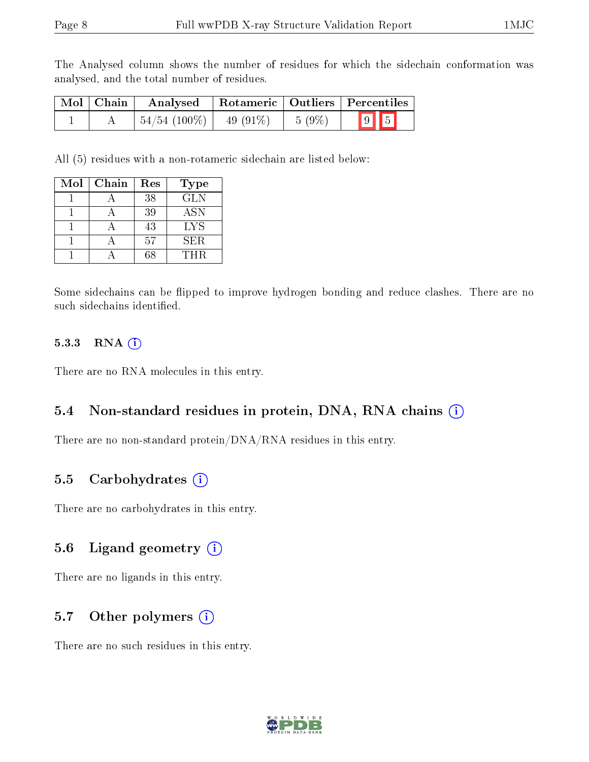The Analysed column shows the number of residues for which the sidechain conformation was analysed, and the total number of residues.

| Mol | Chain | Analysed | Rotameric | Outliers | Percentiles | |
|---|---|---|---|---|---|---|
| 1 | A | 54/54 (100%) | 49 (91%) | 5 (9%) | 9 | 5 |

All (5) residues with a non-rotameric sidechain are listed below:

| Mol | Chain | Res | Type |
|---|---|---|---|
| 1 | A | 38 | GLN |
| 1 | A | 39 | ASN |
| 1 | A | 43 | LYS |
| 1 | A | 57 | SER |
| 1 | A | 68 | THR |

Some sidechains can be flipped to improve hydrogen bonding and reduce clashes. There are no such sidechains identified.

#### 5.3.3 RNA

There are no RNA molecules in this entry.

### 5.4 Non-standard residues in protein, DNA, RNA chains

There are no non-standard protein/DNA/RNA residues in this entry.

### 5.5 Carbohydrates

There are no carbohydrates in this entry.

### 5.6 Ligand geometry

There are no ligands in this entry.

### 5.7 Other polymers

There are no such residues in this entry.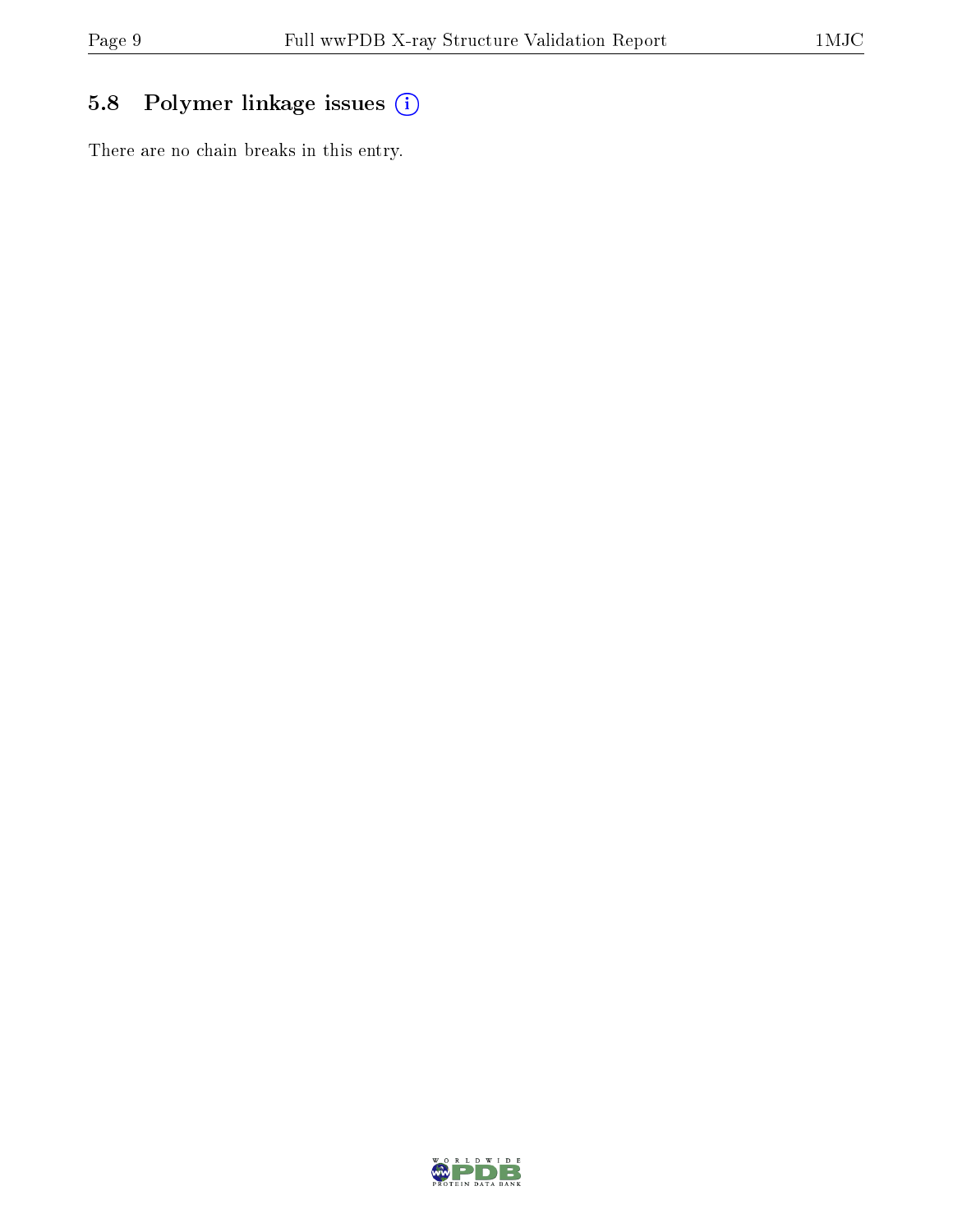## 5.8 Polymer linkage issues

There are no chain breaks in this entry.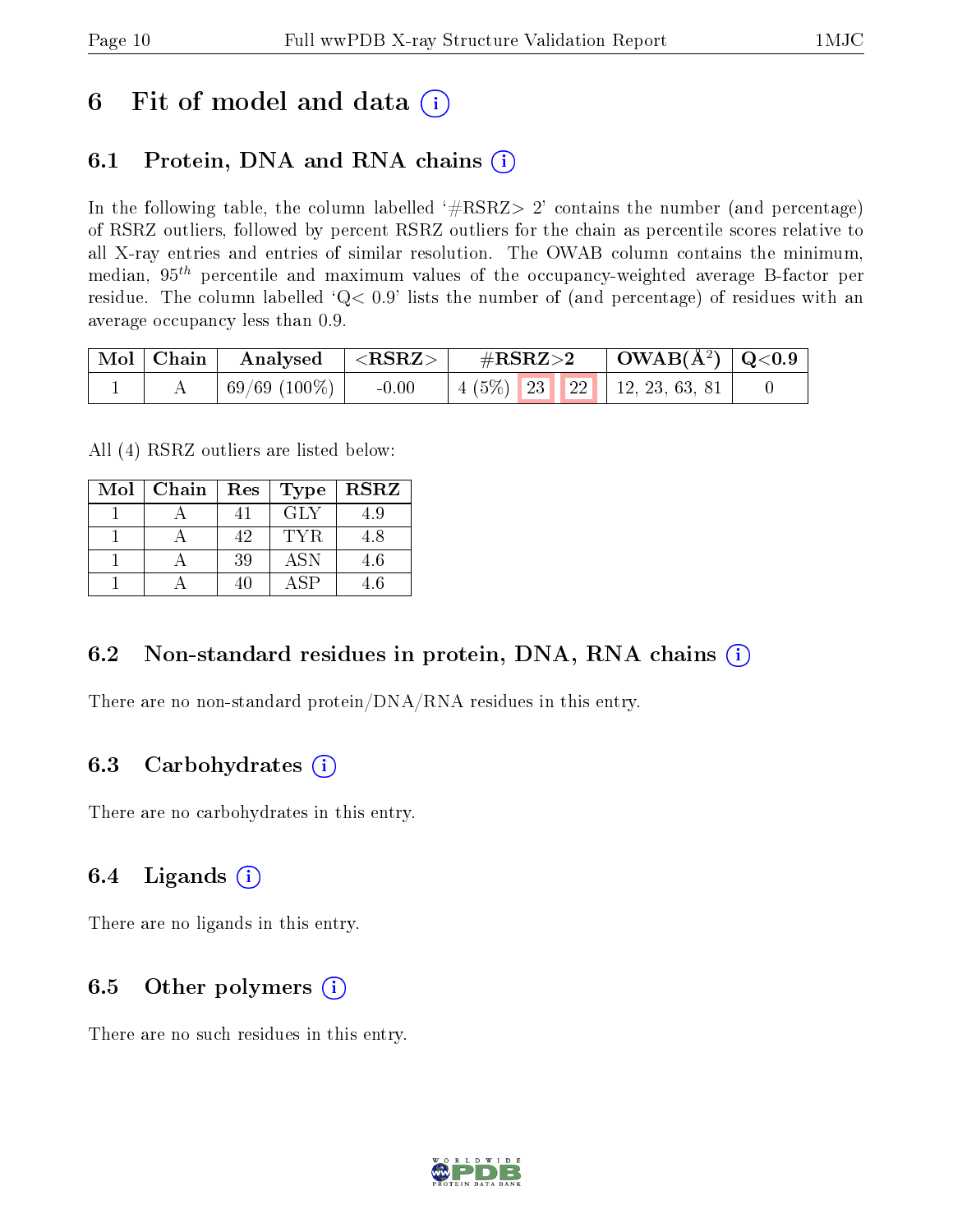# 6 Fit of model and data (i)

## 6.1 Protein, DNA and RNA chains (i)

In the following table, the column labelled '#RSRZ> 2' contains the number (and percentage) of RSRZ outliers, followed by percent RSRZ outliers for the chain as percentile scores relative to all X-ray entries and entries of similar resolution. The OWAB column contains the minimum, median, $95^{th}$ percentile and maximum values of the occupancy-weighted average B-factor per residue. The column labelled 'Q< 0.9' lists the number of (and percentage) of residues with an average occupancy less than 0.9.

| Mol | Chain | Analysed | <RSRZ> | #RSRZ>2 | | | OWAB(Å²) | Q<0.9 |
|---|---|---|---|---|---|---|---|---|
| 1 | A | 69/69 (100%) | -0.00 | 4 (5%) | 23 | 22 | 12, 23, 63, 81 | 0 |

All (4) RSRZ outliers are listed below:

| Mol | Chain | Res | Type | RSRZ |
|---|---|---|---|---|
| 1 | A | 41 | GLY | 4.9 |
| 1 | A | 42 | TYR | 4.8 |
| 1 | A | 39 | ASN | 4.6 |
| 1 | A | 40 | ASP | 4.6 |

## 6.2 Non-standard residues in protein, DNA, RNA chains (i)

There are no non-standard protein/DNA/RNA residues in this entry.

## 6.3 Carbohydrates (i)

There are no carbohydrates in this entry.

## 6.4 Ligands (i)

There are no ligands in this entry.

## 6.5 Other polymers (i)

There are no such residues in this entry.